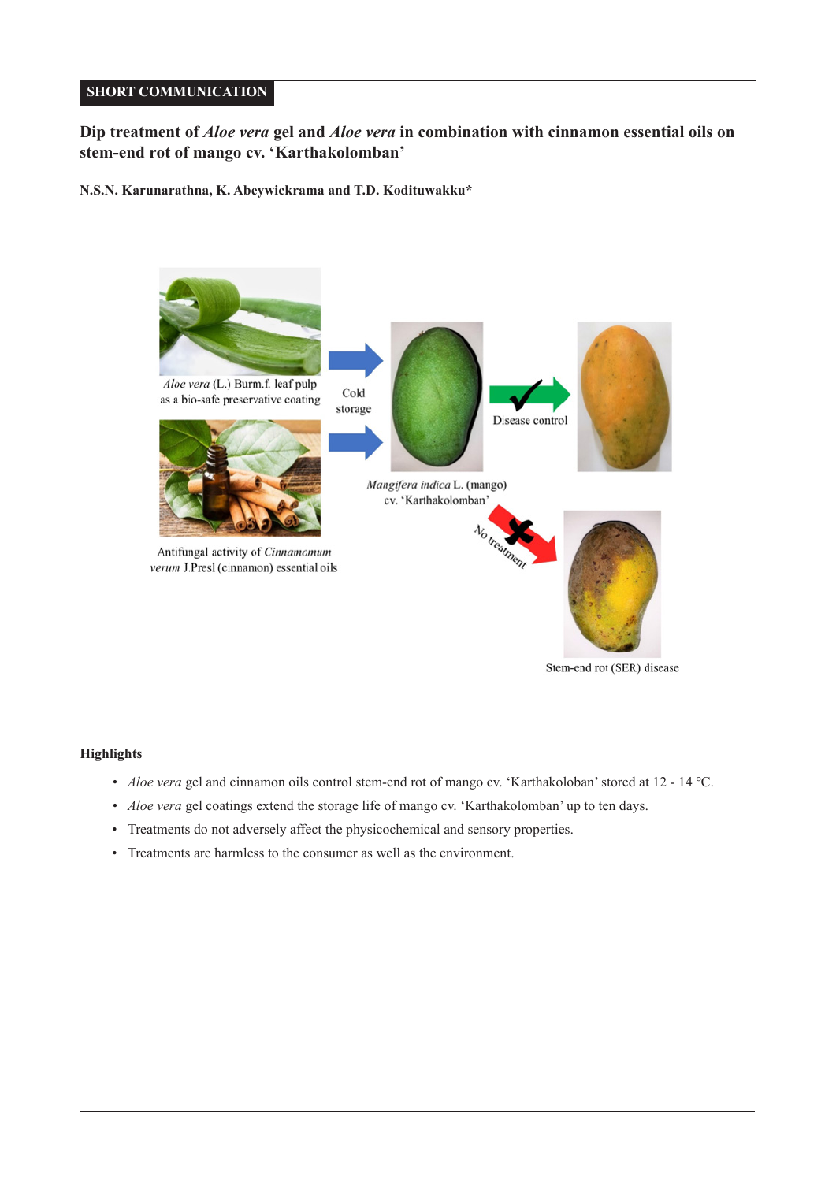**SHORT COMMUNICATION**

# Dip treatment of *Aloe vera* gel and *Aloe vera* in combination with cinnamon essential oils on stem-end rot of mango cv. 'Karthakolomban'

**N.S.N. Karunarathna, K. Abeywickrama and T.D. Kodituwakku***

*Aloe vera* (L.) Burm.f. leaf pulp as a bio-safe preservative coating

Antifungal activity of *Cinnamomum verum* J.Presl (cinnamon) essential oils

Cold storage

*Mangifera indica* L. (mango) cv. 'Karthakolomban'

Disease control

No treatment

Stem-end rot (SER) disease

### Highlights

- *Aloe vera* gel and cinnamon oils control stem-end rot of mango cv. 'Karthakoloban' stored at 12 - 14 °C.
- *Aloe vera* gel coatings extend the storage life of mango cv. 'Karthakolomban' up to ten days.
- Treatments do not adversely affect the physicochemical and sensory properties.
- Treatments are harmless to the consumer as well as the environment.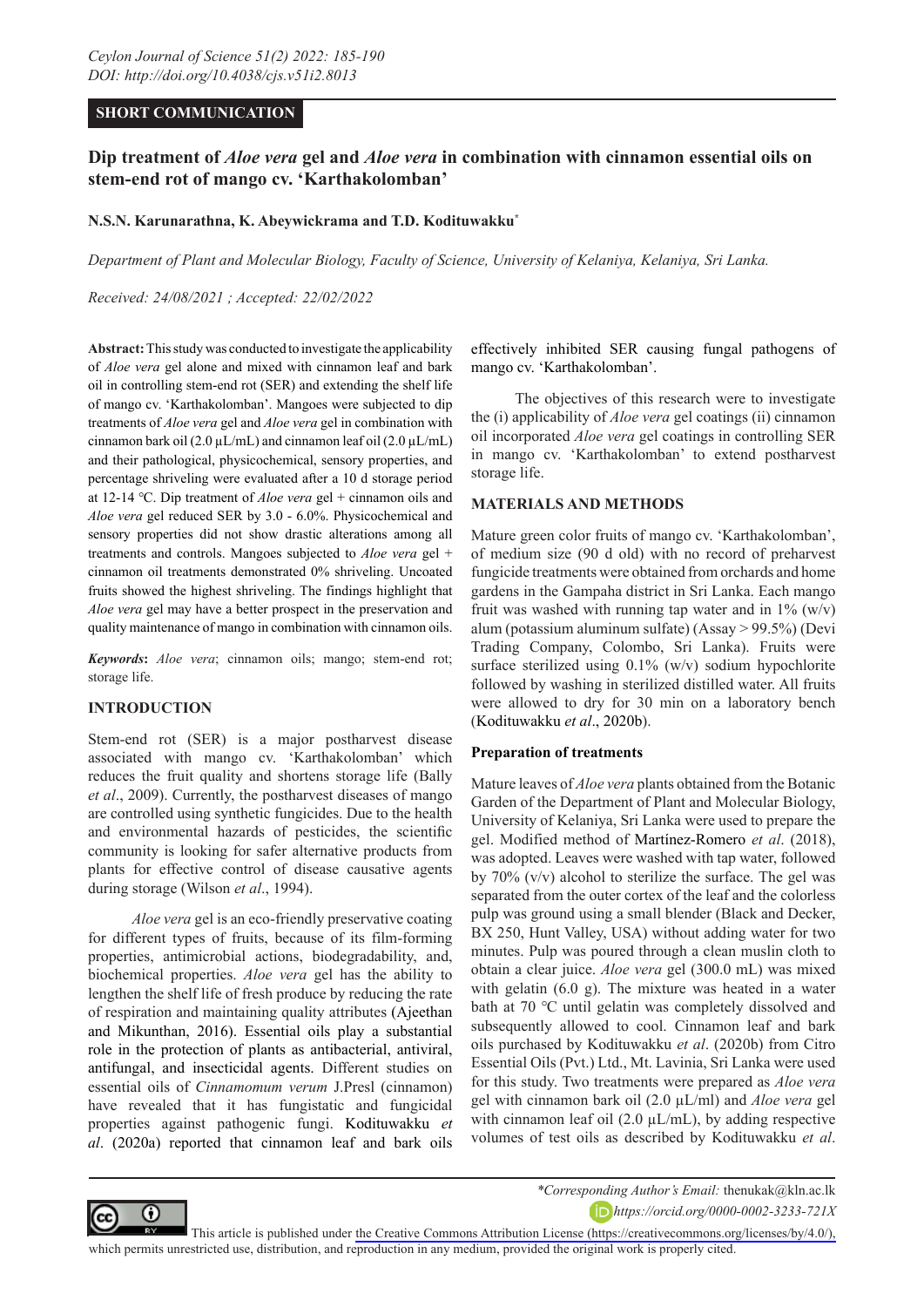## SHORT COMMUNICATION

# Dip treatment of *Aloe vera* gel and *Aloe vera* in combination with cinnamon essential oils on stem-end rot of mango cv. 'Karthakolomban'

**N.S.N. Karunarathna, K. Abeywickrama and T.D. Kodituwakku***

*Department of Plant and Molecular Biology, Faculty of Science, University of Kelaniya, Kelaniya, Sri Lanka.*

*Received: 24/08/2021 ; Accepted: 22/02/2022*

**Abstract:** This study was conducted to investigate the applicability of *Aloe vera* gel alone and mixed with cinnamon leaf and bark oil in controlling stem-end rot (SER) and extending the shelf life of mango cv. 'Karthakolomban'. Mangoes were subjected to dip treatments of *Aloe vera* gel and *Aloe vera* gel in combination with cinnamon bark oil (2.0 µL/mL) and cinnamon leaf oil (2.0 µL/mL) and their pathological, physicochemical, sensory properties, and percentage shriveling were evaluated after a 10 d storage period at 12-14 ℃. Dip treatment of *Aloe vera* gel + cinnamon oils and *Aloe vera* gel reduced SER by 3.0 - 6.0%. Physicochemical and sensory properties did not show drastic alterations among all treatments and controls. Mangoes subjected to *Aloe vera* gel + cinnamon oil treatments demonstrated 0% shriveling. Uncoated fruits showed the highest shriveling. The findings highlight that *Aloe vera* gel may have a better prospect in the preservation and quality maintenance of mango in combination with cinnamon oils.

***Keywords*:** *Aloe vera*; cinnamon oils; mango; stem-end rot; storage life.

## INTRODUCTION

Stem-end rot (SER) is a major postharvest disease associated with mango cv. 'Karthakolomban' which reduces the fruit quality and shortens storage life (Bally *et al*., 2009). Currently, the postharvest diseases of mango are controlled using synthetic fungicides. Due to the health and environmental hazards of pesticides, the scientific community is looking for safer alternative products from plants for effective control of disease causative agents during storage (Wilson *et al*., 1994).

*Aloe vera* gel is an eco-friendly preservative coating for different types of fruits, because of its film-forming properties, antimicrobial actions, biodegradability, and, biochemical properties. *Aloe vera* gel has the ability to lengthen the shelf life of fresh produce by reducing the rate of respiration and maintaining quality attributes (Ajeethan and Mikunthan, 2016). Essential oils play a substantial role in the protection of plants as antibacterial, antiviral, antifungal, and insecticidal agents. Different studies on essential oils of *Cinnamomum verum* J.Presl (cinnamon) have revealed that it has fungistatic and fungicidal properties against pathogenic fungi. Kodituwakku *et al*. (2020a) reported that cinnamon leaf and bark oils effectively inhibited SER causing fungal pathogens of mango cv. 'Karthakolomban'.

The objectives of this research were to investigate the (i) applicability of *Aloe vera* gel coatings (ii) cinnamon oil incorporated *Aloe vera* gel coatings in controlling SER in mango cv. 'Karthakolomban' to extend postharvest storage life.

## MATERIALS AND METHODS

Mature green color fruits of mango cv. 'Karthakolomban', of medium size (90 d old) with no record of preharvest fungicide treatments were obtained from orchards and home gardens in the Gampaha district in Sri Lanka. Each mango fruit was washed with running tap water and in 1% (w/v) alum (potassium aluminum sulfate) (Assay > 99.5%) (Devi Trading Company, Colombo, Sri Lanka). Fruits were surface sterilized using 0.1% (w/v) sodium hypochlorite followed by washing in sterilized distilled water. All fruits were allowed to dry for 30 min on a laboratory bench (Kodituwakku *et al*., 2020b).

### Preparation of treatments

Mature leaves of *Aloe vera* plants obtained from the Botanic Garden of the Department of Plant and Molecular Biology, University of Kelaniya, Sri Lanka were used to prepare the gel. Modified method of Martínez-Romero *et al*. (2018), was adopted. Leaves were washed with tap water, followed by 70% (v/v) alcohol to sterilize the surface. The gel was separated from the outer cortex of the leaf and the colorless pulp was ground using a small blender (Black and Decker, BX 250, Hunt Valley, USA) without adding water for two minutes. Pulp was poured through a clean muslin cloth to obtain a clear juice. *Aloe vera* gel (300.0 mL) was mixed with gelatin (6.0 g). The mixture was heated in a water bath at 70 ℃ until gelatin was completely dissolved and subsequently allowed to cool. Cinnamon leaf and bark oils purchased by Kodituwakku *et al*. (2020b) from Citro Essential Oils (Pvt.) Ltd., Mt. Lavinia, Sri Lanka were used for this study. Two treatments were prepared as *Aloe vera* gel with cinnamon bark oil (2.0 µL/ml) and *Aloe vera* gel with cinnamon leaf oil (2.0 µL/mL), by adding respective volumes of test oils as described by Kodituwakku *et al*.

**Corresponding Author's Email:* thenukak@kln.ac.lk

*https://orcid.org/0000-0002-3233-721X*

This article is published under the Creative Commons Attribution License (https://creativecommons.org/licenses/by/4.0/), which permits unrestricted use, distribution, and reproduction in any medium, provided the original work is properly cited.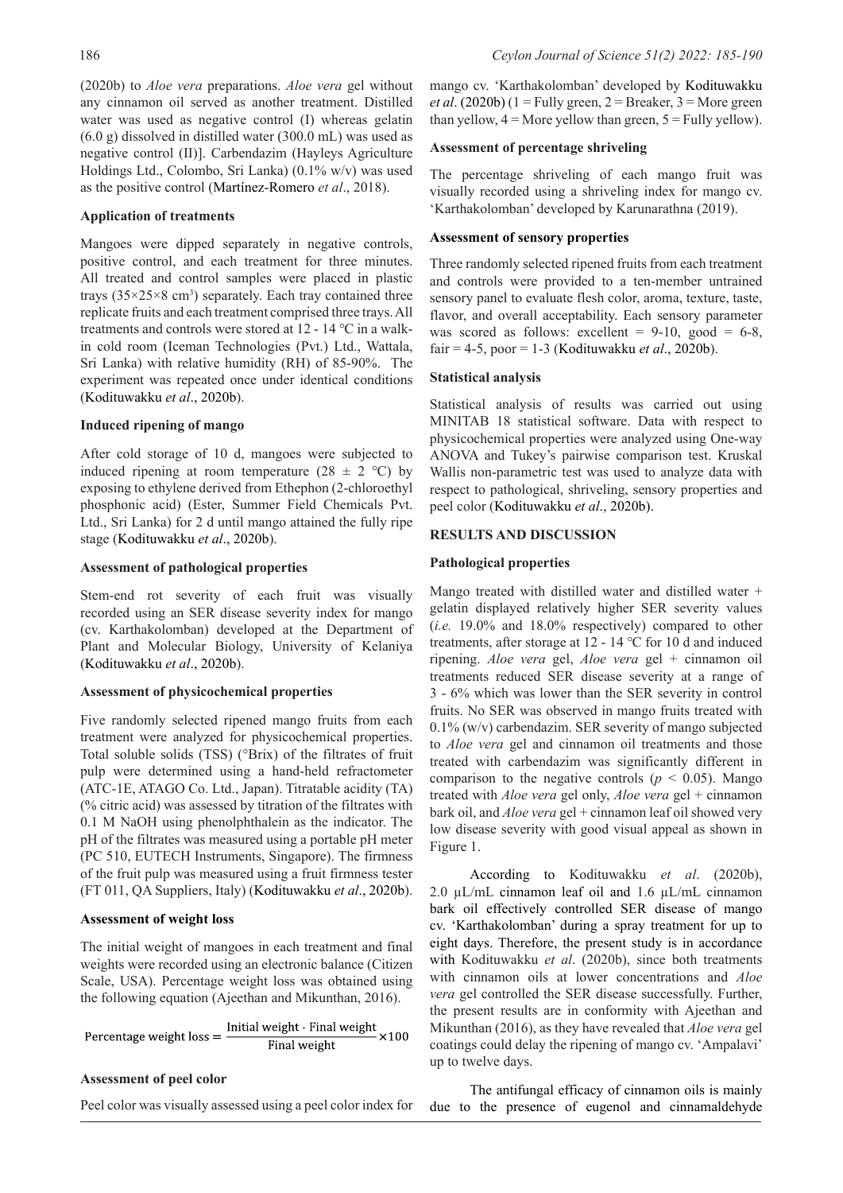(2020b) to *Aloe vera* preparations. *Aloe vera* gel without any cinnamon oil served as another treatment. Distilled water was used as negative control (I) whereas gelatin (6.0 g) dissolved in distilled water (300.0 mL) was used as negative control (II)]. Carbendazim (Hayleys Agriculture Holdings Ltd., Colombo, Sri Lanka) (0.1% w/v) was used as the positive control (Martínez-Romero *et al*., 2018).

### Application of treatments

Mangoes were dipped separately in negative controls, positive control, and each treatment for three minutes. All treated and control samples were placed in plastic trays (35×25×8 $cm^3$) separately. Each tray contained three replicate fruits and each treatment comprised three trays. All treatments and controls were stored at 12 - 14 ℃ in a walk-in cold room (Iceman Technologies (Pvt.) Ltd., Wattala, Sri Lanka) with relative humidity (RH) of 85-90%. The experiment was repeated once under identical conditions (Kodituwakku *et al*., 2020b).

### Induced ripening of mango

After cold storage of 10 d, mangoes were subjected to induced ripening at room temperature (28 ± 2 ℃) by exposing to ethylene derived from Ethephon (2-chloroethyl phosphonic acid) (Ester, Summer Field Chemicals Pvt. Ltd., Sri Lanka) for 2 d until mango attained the fully ripe stage (Kodituwakku *et al*., 2020b).

### Assessment of pathological properties

Stem-end rot severity of each fruit was visually recorded using an SER disease severity index for mango (cv. Karthakolomban) developed at the Department of Plant and Molecular Biology, University of Kelaniya (Kodituwakku *et al*., 2020b).

### Assessment of physicochemical properties

Five randomly selected ripened mango fruits from each treatment were analyzed for physicochemical properties. Total soluble solids (TSS) (°Brix) of the filtrates of fruit pulp were determined using a hand-held refractometer (ATC-1E, ATAGO Co. Ltd., Japan). Titratable acidity (TA) (% citric acid) was assessed by titration of the filtrates with 0.1 M NaOH using phenolphthalein as the indicator. The pH of the filtrates was measured using a portable pH meter (PC 510, EUTECH Instruments, Singapore). The firmness of the fruit pulp was measured using a fruit firmness tester (FT 011, QA Suppliers, Italy) (Kodituwakku *et al*., 2020b).

### Assessment of weight loss

The initial weight of mangoes in each treatment and final weights were recorded using an electronic balance (Citizen Scale, USA). Percentage weight loss was obtained using the following equation (Ajeethan and Mikunthan, 2016).

$$\text{Percentage weight loss} = \frac{\text{Initial weight - Final weight}}{\text{Final weight}} \times 100$$

### Assessment of peel color

Peel color was visually assessed using a peel color index for mango cv. 'Karthakolomban' developed by Kodituwakku *et al*. (2020b) (1 = Fully green, 2 = Breaker, 3 = More green than yellow, 4 = More yellow than green, 5 = Fully yellow).

### Assessment of percentage shriveling

The percentage shriveling of each mango fruit was visually recorded using a shriveling index for mango cv. 'Karthakolomban' developed by Karunarathna (2019).

### Assessment of sensory properties

Three randomly selected ripened fruits from each treatment and controls were provided to a ten-member untrained sensory panel to evaluate flesh color, aroma, texture, taste, flavor, and overall acceptability. Each sensory parameter was scored as follows: excellent = 9-10, good = 6-8, fair = 4-5, poor = 1-3 (Kodituwakku *et al*., 2020b).

### Statistical analysis

Statistical analysis of results was carried out using MINITAB 18 statistical software. Data with respect to physicochemical properties were analyzed using One-way ANOVA and Tukey's pairwise comparison test. Kruskal Wallis non-parametric test was used to analyze data with respect to pathological, shriveling, sensory properties and peel color (Kodituwakku *et al*., 2020b).

## RESULTS AND DISCUSSION

### Pathological properties

Mango treated with distilled water and distilled water + gelatin displayed relatively higher SER severity values (*i.e.* 19.0% and 18.0% respectively) compared to other treatments, after storage at 12 - 14 ℃ for 10 d and induced ripening. *Aloe vera* gel, *Aloe vera* gel + cinnamon oil treatments reduced SER disease severity at a range of 3 - 6% which was lower than the SER severity in control fruits. No SER was observed in mango fruits treated with 0.1% (w/v) carbendazim. SER severity of mango subjected to *Aloe vera* gel and cinnamon oil treatments and those treated with carbendazim was significantly different in comparison to the negative controls ($p < 0.05$). Mango treated with *Aloe vera* gel only, *Aloe vera* gel + cinnamon bark oil, and *Aloe vera* gel + cinnamon leaf oil showed very low disease severity with good visual appeal as shown in Figure 1.

According to Kodituwakku *et al*. (2020b), 2.0 µL/mL cinnamon leaf oil and 1.6 µL/mL cinnamon bark oil effectively controlled SER disease of mango cv. 'Karthakolomban' during a spray treatment for up to eight days. Therefore, the present study is in accordance with Kodituwakku *et al*. (2020b), since both treatments with cinnamon oils at lower concentrations and *Aloe vera* gel controlled the SER disease successfully. Further, the present results are in conformity with Ajeethan and Mikunthan (2016), as they have revealed that *Aloe vera* gel coatings could delay the ripening of mango cv. 'Ampalavi' up to twelve days.

The antifungal efficacy of cinnamon oils is mainly due to the presence of eugenol and cinnamaldehyde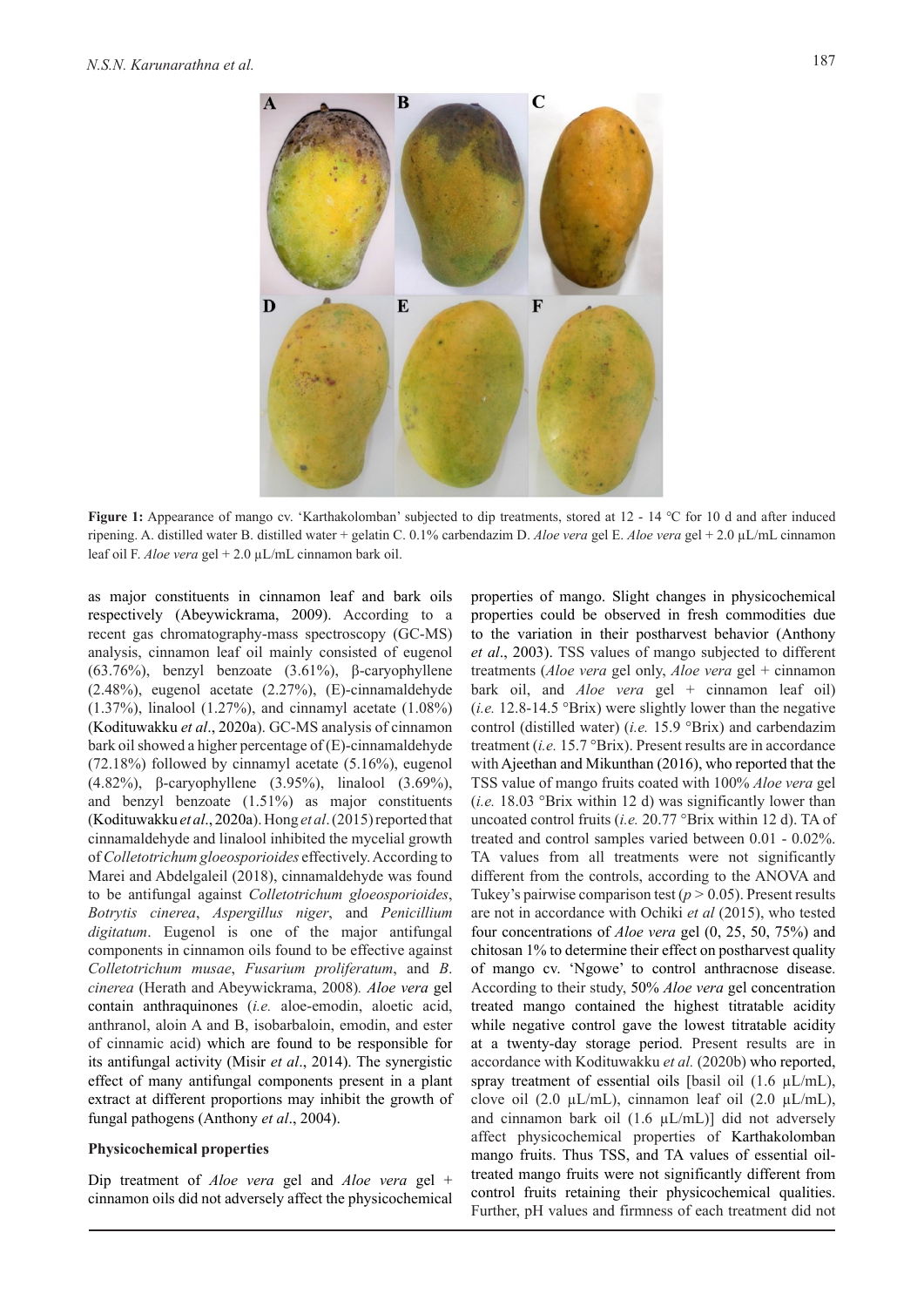**Figure 1:** Appearance of mango cv. 'Karthakolomban' subjected to dip treatments, stored at 12 - 14 °C for 10 d and after induced ripening. A. distilled water B. distilled water + gelatin C. 0.1% carbendazim D. *Aloe vera* gel E. *Aloe vera* gel + 2.0 µL/mL cinnamon leaf oil F. *Aloe vera* gel + 2.0 µL/mL cinnamon bark oil.

as major constituents in cinnamon leaf and bark oils respectively (Abeywickrama, 2009). According to a recent gas chromatography-mass spectroscopy (GC-MS) analysis, cinnamon leaf oil mainly consisted of eugenol (63.76%), benzyl benzoate (3.61%), β-caryophyllene (2.48%), eugenol acetate (2.27%), (E)-cinnamaldehyde (1.37%), linalool (1.27%), and cinnamyl acetate (1.08%) (Kodituwakku *et al*., 2020a). GC-MS analysis of cinnamon bark oil showed a higher percentage of (E)-cinnamaldehyde (72.18%) followed by cinnamyl acetate (5.16%), eugenol (4.82%), β-caryophyllene (3.95%), linalool (3.69%), and benzyl benzoate (1.51%) as major constituents (Kodituwakku *et al*., 2020a). Hong *et al*. (2015) reported that cinnamaldehyde and linalool inhibited the mycelial growth of *Colletotrichum gloeosporioides* effectively. According to Marei and Abdelgaleil (2018), cinnamaldehyde was found to be antifungal against *Colletotrichum gloeosporioides*, *Botrytis cinerea*, *Aspergillus niger*, and *Penicillium digitatum*. Eugenol is one of the major antifungal components in cinnamon oils found to be effective against *Colletotrichum musae*, *Fusarium proliferatum*, and *B. cinerea* (Herath and Abeywickrama, 2008)*. Aloe vera* gel contain anthraquinones (*i.e.* aloe-emodin, aloetic acid, anthranol, aloin A and B, isobarbaloin, emodin, and ester of cinnamic acid) which are found to be responsible for its antifungal activity (Misir *et al*., 2014). The synergistic effect of many antifungal components present in a plant extract at different proportions may inhibit the growth of fungal pathogens (Anthony *et al*., 2004).

**Physicochemical properties**

Dip treatment of *Aloe vera* gel and *Aloe vera* gel + cinnamon oils did not adversely affect the physicochemical properties of mango. Slight changes in physicochemical properties could be observed in fresh commodities due to the variation in their postharvest behavior (Anthony *et al*., 2003). TSS values of mango subjected to different treatments (*Aloe vera* gel only, *Aloe vera* gel + cinnamon bark oil, and *Aloe vera* gel + cinnamon leaf oil) (*i.e.* 12.8-14.5 °Brix) were slightly lower than the negative control (distilled water) (*i.e.* 15.9 °Brix) and carbendazim treatment (*i.e.* 15.7 °Brix). Present results are in accordance with Ajeethan and Mikunthan (2016), who reported that the TSS value of mango fruits coated with 100% *Aloe vera* gel (*i.e.* 18.03 °Brix within 12 d) was significantly lower than uncoated control fruits (*i.e.* 20.77 °Brix within 12 d). TA of treated and control samples varied between 0.01 - 0.02%. TA values from all treatments were not significantly different from the controls, according to the ANOVA and Tukey's pairwise comparison test ($p > 0.05$). Present results are not in accordance with Ochiki *et al* (2015), who tested four concentrations of *Aloe vera* gel (0, 25, 50, 75%) and chitosan 1% to determine their effect on postharvest quality of mango cv. 'Ngowe' to control anthracnose disease. According to their study, 50% *Aloe vera* gel concentration treated mango contained the highest titratable acidity while negative control gave the lowest titratable acidity at a twenty-day storage period. Present results are in accordance with Kodituwakku *et al.* (2020b) who reported, spray treatment of essential oils [basil oil (1.6 µL/mL), clove oil (2.0 µL/mL), cinnamon leaf oil (2.0 µL/mL), and cinnamon bark oil (1.6 µL/mL)] did not adversely affect physicochemical properties of Karthakolomban mango fruits. Thus TSS, and TA values of essential oil-treated mango fruits were not significantly different from control fruits retaining their physicochemical qualities. Further, pH values and firmness of each treatment did not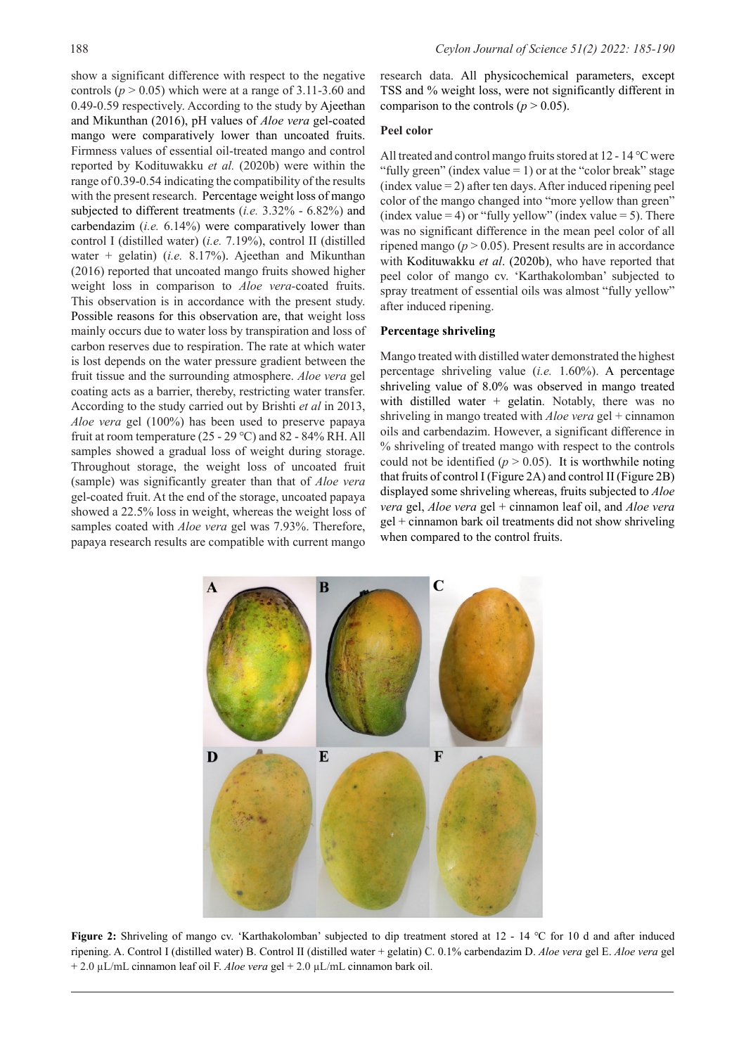show a significant difference with respect to the negative controls ($p > 0.05$) which were at a range of 3.11-3.60 and 0.49-0.59 respectively. According to the study by Ajeethan and Mikunthan (2016), pH values of *Aloe vera* gel-coated mango were comparatively lower than uncoated fruits. Firmness values of essential oil-treated mango and control reported by Kodituwakku *et al.* (2020b) were within the range of 0.39-0.54 indicating the compatibility of the results with the present research. Percentage weight loss of mango subjected to different treatments (*i.e.* 3.32% - 6.82%) and carbendazim (*i.e.* 6.14%) were comparatively lower than control I (distilled water) (*i.e.* 7.19%), control II (distilled water + gelatin) (*i.e.* 8.17%). Ajeethan and Mikunthan (2016) reported that uncoated mango fruits showed higher weight loss in comparison to *Aloe vera*-coated fruits. This observation is in accordance with the present study. Possible reasons for this observation are, that weight loss mainly occurs due to water loss by transpiration and loss of carbon reserves due to respiration. The rate at which water is lost depends on the water pressure gradient between the fruit tissue and the surrounding atmosphere. *Aloe vera* gel coating acts as a barrier, thereby, restricting water transfer. According to the study carried out by Brishti *et al* in 2013, *Aloe vera* gel (100%) has been used to preserve papaya fruit at room temperature (25 - 29 °C) and 82 - 84% RH. All samples showed a gradual loss of weight during storage. Throughout storage, the weight loss of uncoated fruit (sample) was significantly greater than that of *Aloe vera* gel-coated fruit. At the end of the storage, uncoated papaya showed a 22.5% loss in weight, whereas the weight loss of samples coated with *Aloe vera* gel was 7.93%. Therefore, papaya research results are compatible with current mango research data. All physicochemical parameters, except TSS and % weight loss, were not significantly different in comparison to the controls ($p > 0.05$).

**Peel color**

All treated and control mango fruits stored at 12 - 14 °C were "fully green" (index value = 1) or at the "color break" stage (index value = 2) after ten days. After induced ripening peel color of the mango changed into "more yellow than green" (index value = 4) or "fully yellow" (index value = 5). There was no significant difference in the mean peel color of all ripened mango ($p > 0.05$). Present results are in accordance with Kodituwakku *et al*. (2020b), who have reported that peel color of mango cv. 'Karthakolomban' subjected to spray treatment of essential oils was almost "fully yellow" after induced ripening.

**Percentage shriveling**

Mango treated with distilled water demonstrated the highest percentage shriveling value (*i.e.* 1.60%). A percentage shriveling value of 8.0% was observed in mango treated with distilled water + gelatin. Notably, there was no shriveling in mango treated with *Aloe vera* gel + cinnamon oils and carbendazim. However, a significant difference in % shriveling of treated mango with respect to the controls could not be identified ($p > 0.05$). It is worthwhile noting that fruits of control I (Figure 2A) and control II (Figure 2B) displayed some shriveling whereas, fruits subjected to *Aloe vera* gel, *Aloe vera* gel + cinnamon leaf oil, and *Aloe vera* gel + cinnamon bark oil treatments did not show shriveling when compared to the control fruits.

**Figure 2:** Shriveling of mango cv. 'Karthakolomban' subjected to dip treatment stored at 12 - 14 °C for 10 d and after induced ripening. A. Control I (distilled water) B. Control II (distilled water + gelatin) C. 0.1% carbendazim D. *Aloe vera* gel E. *Aloe vera* gel + 2.0 µL/mL cinnamon leaf oil F. *Aloe vera* gel + 2.0 µL/mL cinnamon bark oil.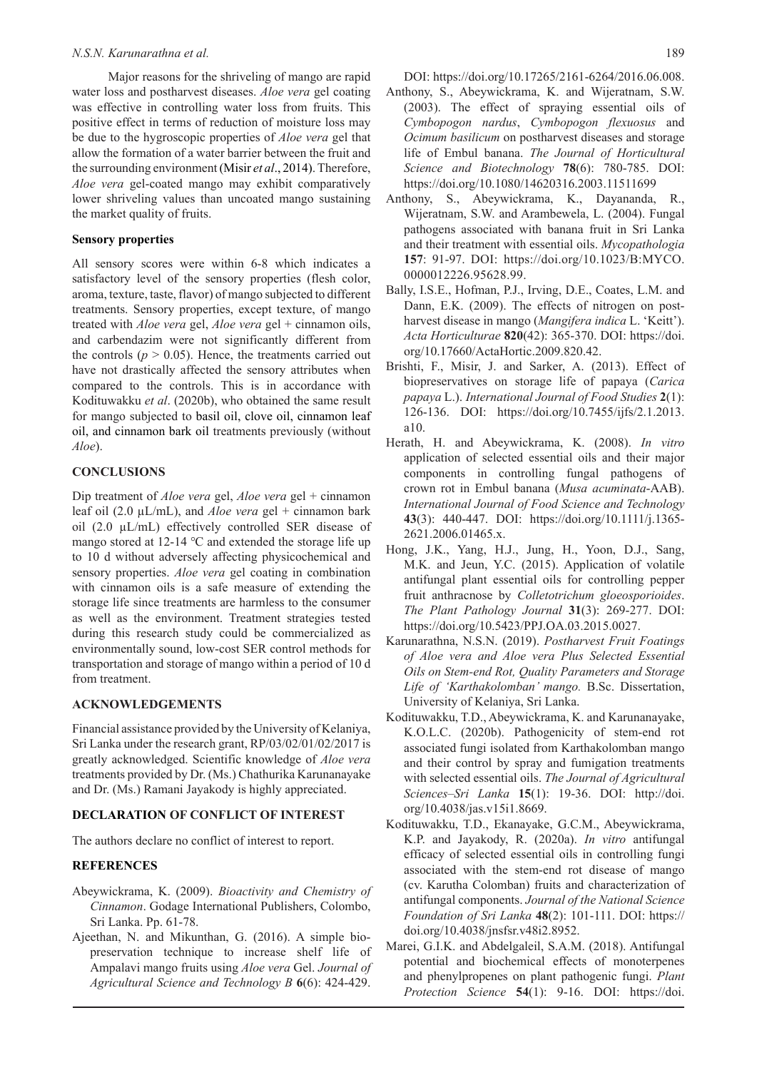Major reasons for the shriveling of mango are rapid water loss and postharvest diseases. *Aloe vera* gel coating was effective in controlling water loss from fruits. This positive effect in terms of reduction of moisture loss may be due to the hygroscopic properties of *Aloe vera* gel that allow the formation of a water barrier between the fruit and the surrounding environment (Misir *et al*., 2014). Therefore, *Aloe vera* gel-coated mango may exhibit comparatively lower shriveling values than uncoated mango sustaining the market quality of fruits.

**Sensory properties**

All sensory scores were within 6-8 which indicates a satisfactory level of the sensory properties (flesh color, aroma, texture, taste, flavor) of mango subjected to different treatments. Sensory properties, except texture, of mango treated with *Aloe vera* gel, *Aloe vera* gel + cinnamon oils, and carbendazim were not significantly different from the controls ($p > 0.05$). Hence, the treatments carried out have not drastically affected the sensory attributes when compared to the controls. This is in accordance with Kodituwakku *et al*. (2020b), who obtained the same result for mango subjected to basil oil, clove oil, cinnamon leaf oil, and cinnamon bark oil treatments previously (without *Aloe*).

## CONCLUSIONS

Dip treatment of *Aloe vera* gel, *Aloe vera* gel + cinnamon leaf oil (2.0 µL/mL), and *Aloe vera* gel + cinnamon bark oil (2.0 µL/mL) effectively controlled SER disease of mango stored at 12-14 °C and extended the storage life up to 10 d without adversely affecting physicochemical and sensory properties. *Aloe vera* gel coating in combination with cinnamon oils is a safe measure of extending the storage life since treatments are harmless to the consumer as well as the environment. Treatment strategies tested during this research study could be commercialized as environmentally sound, low-cost SER control methods for transportation and storage of mango within a period of 10 d from treatment.

## ACKNOWLEDGEMENTS

Financial assistance provided by the University of Kelaniya, Sri Lanka under the research grant, RP/03/02/01/02/2017 is greatly acknowledged. Scientific knowledge of *Aloe vera* treatments provided by Dr. (Ms.) Chathurika Karunanayake and Dr. (Ms.) Ramani Jayakody is highly appreciated.

## DECLARATION OF CONFLICT OF INTEREST

The authors declare no conflict of interest to report.

## REFERENCES

Abeywickrama, K. (2009). *Bioactivity and Chemistry of Cinnamon*. Godage International Publishers, Colombo, Sri Lanka. Pp. 61-78.

Ajeethan, N. and Mikunthan, G. (2016). A simple bio-preservation technique to increase shelf life of Ampalavi mango fruits using *Aloe vera* Gel. *Journal of Agricultural Science and Technology B* **6**(6): 424-429. DOI: https://doi.org/10.17265/2161-6264/2016.06.008.

Anthony, S., Abeywickrama, K. and Wijeratnam, S.W. (2003). The effect of spraying essential oils of *Cymbopogon nardus*, *Cymbopogon flexuosus* and *Ocimum basilicum* on postharvest diseases and storage life of Embul banana. *The Journal of Horticultural Science and Biotechnology* **78**(6): 780-785. DOI: https://doi.org/10.1080/14620316.2003.11511699

Anthony, S., Abeywickrama, K., Dayananda, R., Wijeratnam, S.W. and Arambewela, L. (2004). Fungal pathogens associated with banana fruit in Sri Lanka and their treatment with essential oils. *Mycopathologia* **157**: 91-97. DOI: https://doi.org/10.1023/B:MYCO.0000012226.95628.99.

Bally, I.S.E., Hofman, P.J., Irving, D.E., Coates, L.M. and Dann, E.K. (2009). The effects of nitrogen on postharvest disease in mango (*Mangifera indica* L. 'Keitt'). *Acta Horticulturae* **820**(42): 365-370. DOI: https://doi.org/10.17660/ActaHortic.2009.820.42.

Brishti, F., Misir, J. and Sarker, A. (2013). Effect of biopreservatives on storage life of papaya (*Carica papaya* L.). *International Journal of Food Studies* **2**(1): 126-136. DOI: https://doi.org/10.7455/ijfs/2.1.2013.a10.

Herath, H. and Abeywickrama, K. (2008). *In vitro* application of selected essential oils and their major components in controlling fungal pathogens of crown rot in Embul banana (*Musa acuminata*-AAB). *International Journal of Food Science and Technology* **43**(3): 440-447. DOI: https://doi.org/10.1111/j.1365-2621.2006.01465.x.

Hong, J.K., Yang, H.J., Jung, H., Yoon, D.J., Sang, M.K. and Jeun, Y.C. (2015). Application of volatile antifungal plant essential oils for controlling pepper fruit anthracnose by *Colletotrichum gloeosporioides*. *The Plant Pathology Journal* **31**(3): 269-277. DOI: https://doi.org/10.5423/PPJ.OA.03.2015.0027.

Karunarathna, N.S.N. (2019). *Postharvest Fruit Foatings of Aloe vera and Aloe vera Plus Selected Essential Oils on Stem-end Rot, Quality Parameters and Storage Life of 'Karthakolomban' mango.* B.Sc. Dissertation, University of Kelaniya, Sri Lanka.

Kodituwakku, T.D., Abeywickrama, K. and Karunanayake, K.O.L.C. (2020b). Pathogenicity of stem-end rot associated fungi isolated from Karthakolomban mango and their control by spray and fumigation treatments with selected essential oils. *The Journal of Agricultural Sciences–Sri Lanka* **15**(1): 19-36. DOI: http://doi.org/10.4038/jas.v15i1.8669.

Kodituwakku, T.D., Ekanayake, G.C.M., Abeywickrama, K.P. and Jayakody, R. (2020a). *In vitro* antifungal efficacy of selected essential oils in controlling fungi associated with the stem-end rot disease of mango (cv. Karutha Colomban) fruits and characterization of antifungal components. *Journal of the National Science Foundation of Sri Lanka* **48**(2): 101-111. DOI: https://doi.org/10.4038/jnsfsr.v48i2.8952.

Marei, G.I.K. and Abdelgaleil, S.A.M. (2018). Antifungal potential and biochemical effects of monoterpenes and phenylpropenes on plant pathogenic fungi. *Plant Protection Science* **54**(1): 9-16. DOI: https://doi.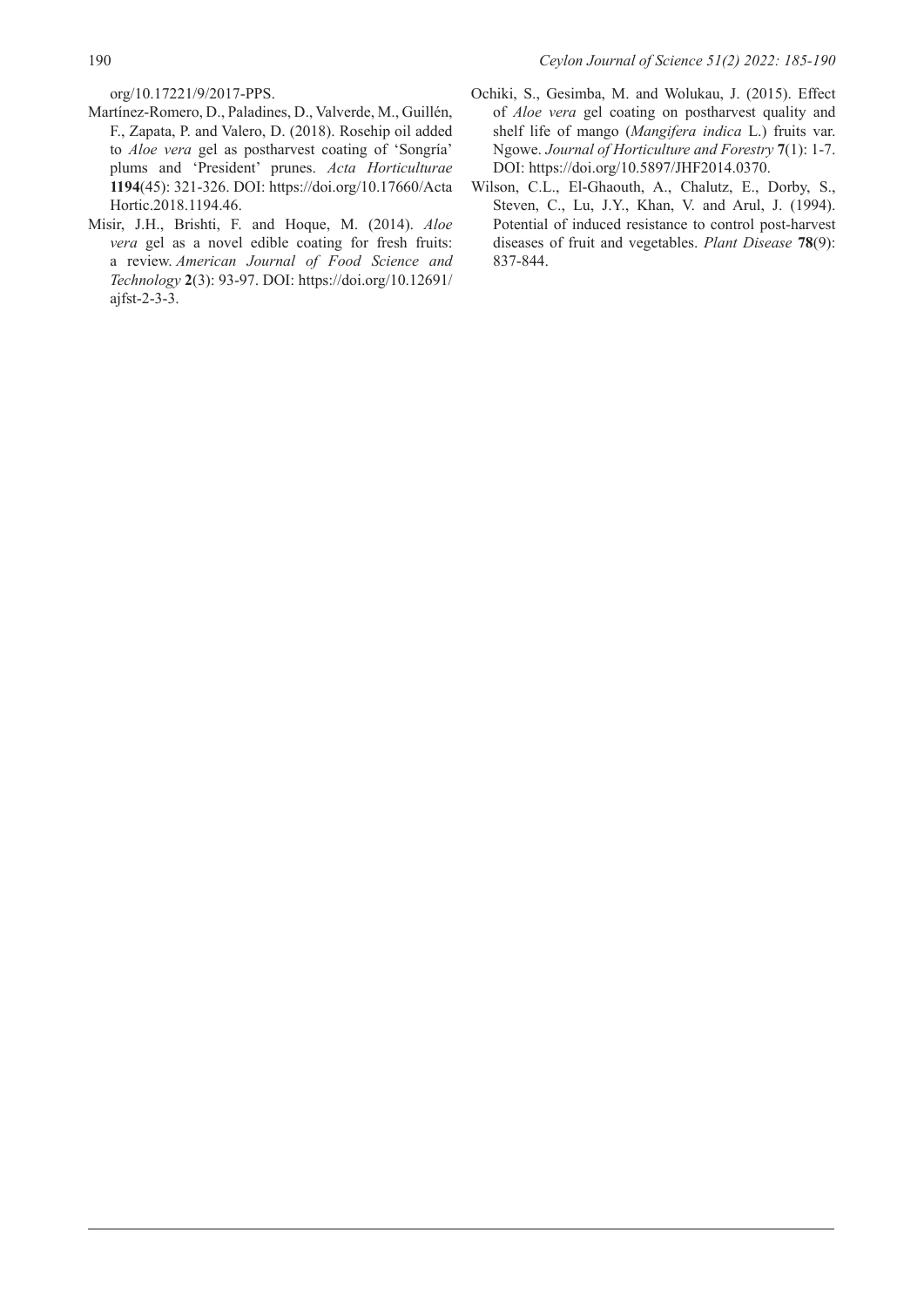org/10.17221/9/2017-PPS.

Martínez-Romero, D., Paladines, D., Valverde, M., Guillén, F., Zapata, P. and Valero, D. (2018). Rosehip oil added to *Aloe vera* gel as postharvest coating of 'Songría' plums and 'President' prunes. *Acta Horticulturae* **1194**(45): 321-326. DOI: https://doi.org/10.17660/ActaHortic.2018.1194.46.

Misir, J.H., Brishti, F. and Hoque, M. (2014). *Aloe vera* gel as a novel edible coating for fresh fruits: a review. *American Journal of Food Science and Technology* **2**(3): 93-97. DOI: https://doi.org/10.12691/ajfst-2-3-3.

Ochiki, S., Gesimba, M. and Wolukau, J. (2015). Effect of *Aloe vera* gel coating on postharvest quality and shelf life of mango (*Mangifera indica* L.) fruits var. Ngowe. *Journal of Horticulture and Forestry* **7**(1): 1-7. DOI: https://doi.org/10.5897/JHF2014.0370.

Wilson, C.L., El-Ghaouth, A., Chalutz, E., Dorby, S., Steven, C., Lu, J.Y., Khan, V. and Arul, J. (1994). Potential of induced resistance to control post-harvest diseases of fruit and vegetables. *Plant Disease* **78**(9): 837-844.